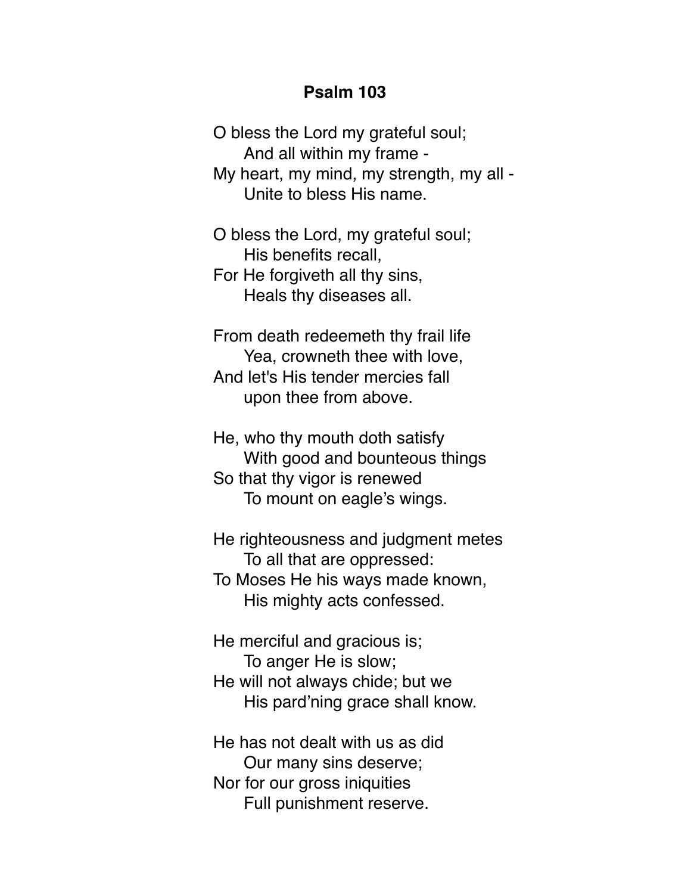**Psalm 103**

O bless the Lord my grateful soul;
&nbsp;&nbsp;&nbsp;&nbsp;And all within my frame -
My heart, my mind, my strength, my all -
&nbsp;&nbsp;&nbsp;&nbsp;Unite to bless His name.

O bless the Lord, my grateful soul;
&nbsp;&nbsp;&nbsp;&nbsp;His benefits recall,
For He forgiveth all thy sins,
&nbsp;&nbsp;&nbsp;&nbsp;Heals thy diseases all.

From death redeemeth thy frail life
&nbsp;&nbsp;&nbsp;&nbsp;Yea, crowneth thee with love,
And let's His tender mercies fall
&nbsp;&nbsp;&nbsp;&nbsp;upon thee from above.

He, who thy mouth doth satisfy
&nbsp;&nbsp;&nbsp;&nbsp;With good and bounteous things
So that thy vigor is renewed
&nbsp;&nbsp;&nbsp;&nbsp;To mount on eagle's wings.

He righteousness and judgment metes
&nbsp;&nbsp;&nbsp;&nbsp;To all that are oppressed:
To Moses He his ways made known,
&nbsp;&nbsp;&nbsp;&nbsp;His mighty acts confessed.

He merciful and gracious is;
&nbsp;&nbsp;&nbsp;&nbsp;To anger He is slow;
He will not always chide; but we
&nbsp;&nbsp;&nbsp;&nbsp;His pard'ning grace shall know.

He has not dealt with us as did
&nbsp;&nbsp;&nbsp;&nbsp;Our many sins deserve;
Nor for our gross iniquities
&nbsp;&nbsp;&nbsp;&nbsp;Full punishment reserve.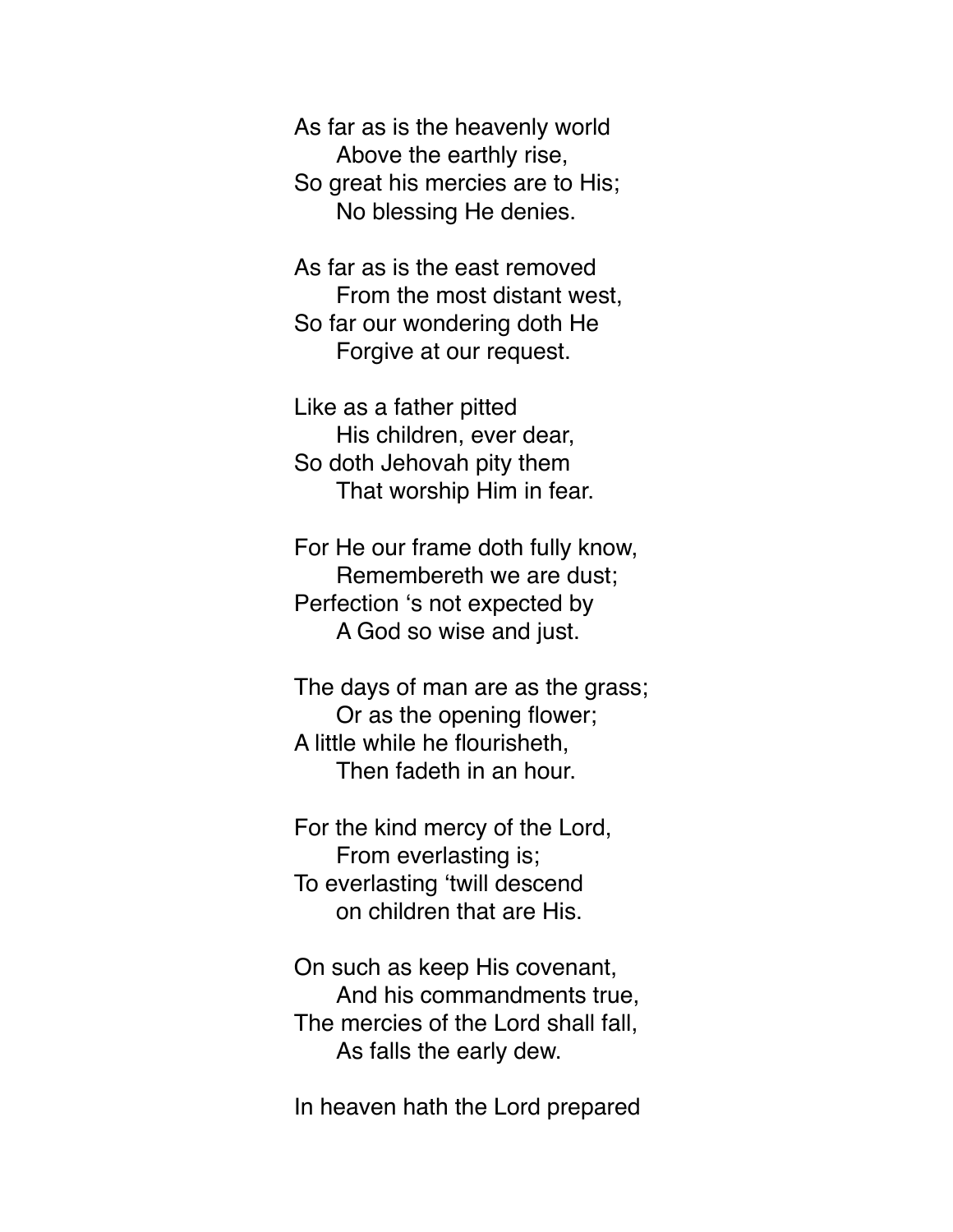As far as is the heavenly world
      Above the earthly rise,
So great his mercies are to His;
      No blessing He denies.

As far as is the east removed
      From the most distant west,
So far our wondering doth He
      Forgive at our request.

Like as a father pitted
      His children, ever dear,
So doth Jehovah pity them
      That worship Him in fear.

For He our frame doth fully know,
      Remembereth we are dust;
Perfection 's not expected by
      A God so wise and just.

The days of man are as the grass;
      Or as the opening flower;
A little while he flourisheth,
      Then fadeth in an hour.

For the kind mercy of the Lord,
      From everlasting is;
To everlasting 'twill descend
      on children that are His.

On such as keep His covenant,
      And his commandments true,
The mercies of the Lord shall fall,
      As falls the early dew.

In heaven hath the Lord prepared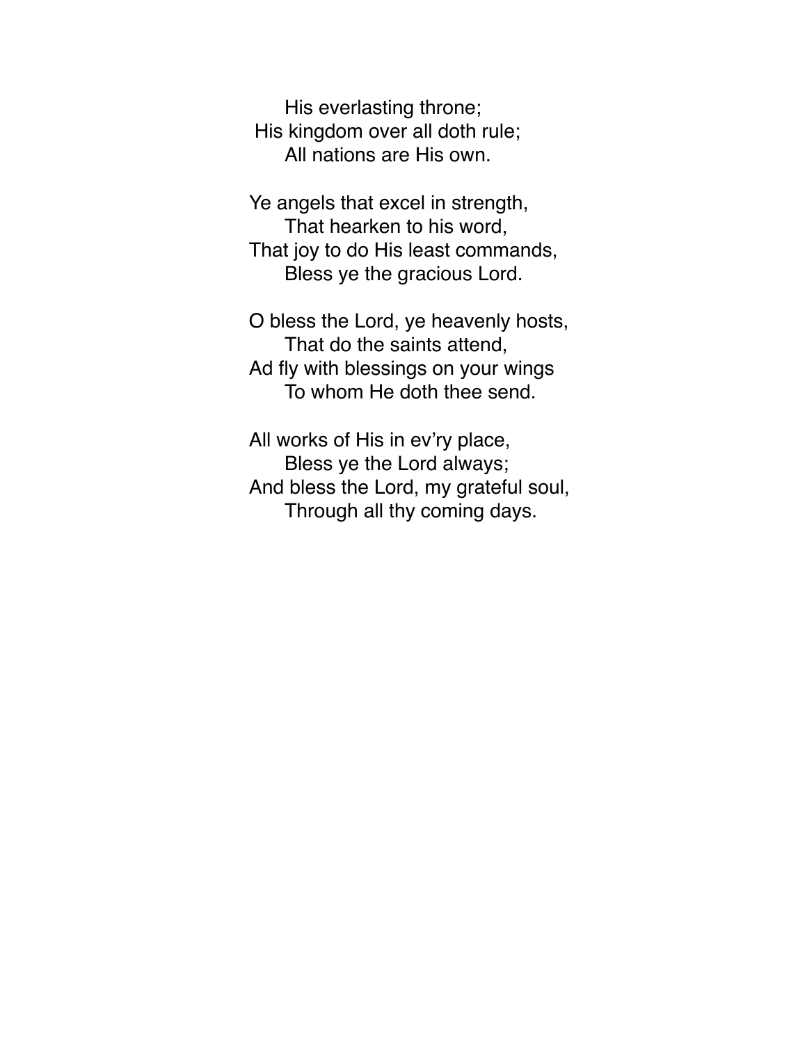His everlasting throne;
His kingdom over all doth rule;
All nations are His own.

Ye angels that excel in strength,
That hearken to his word,
That joy to do His least commands,
Bless ye the gracious Lord.

O bless the Lord, ye heavenly hosts,
That do the saints attend,
Ad fly with blessings on your wings
To whom He doth thee send.

All works of His in ev'ry place,
Bless ye the Lord always;
And bless the Lord, my grateful soul,
Through all thy coming days.